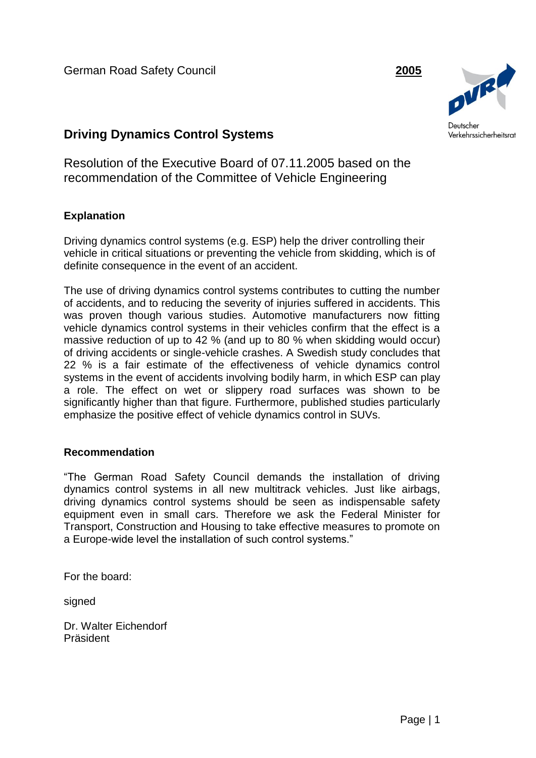German Road Safety Council **2005**

Deutscher Verkehrssicherheitsrat

# Driving Dynamics Control Systems

Resolution of the Executive Board of 07.11.2005 based on the recommendation of the Committee of Vehicle Engineering

## Explanation

Driving dynamics control systems (e.g. ESP) help the driver controlling their vehicle in critical situations or preventing the vehicle from skidding, which is of definite consequence in the event of an accident.

The use of driving dynamics control systems contributes to cutting the number of accidents, and to reducing the severity of injuries suffered in accidents. This was proven though various studies. Automotive manufacturers now fitting vehicle dynamics control systems in their vehicles confirm that the effect is a massive reduction of up to 42 % (and up to 80 % when skidding would occur) of driving accidents or single-vehicle crashes. A Swedish study concludes that 22 % is a fair estimate of the effectiveness of vehicle dynamics control systems in the event of accidents involving bodily harm, in which ESP can play a role. The effect on wet or slippery road surfaces was shown to be significantly higher than that figure. Furthermore, published studies particularly emphasize the positive effect of vehicle dynamics control in SUVs.

## Recommendation

"The German Road Safety Council demands the installation of driving dynamics control systems in all new multitrack vehicles. Just like airbags, driving dynamics control systems should be seen as indispensable safety equipment even in small cars. Therefore we ask the Federal Minister for Transport, Construction and Housing to take effective measures to promote on a Europe-wide level the installation of such control systems."

For the board:

signed

Dr. Walter Eichendorf
Präsident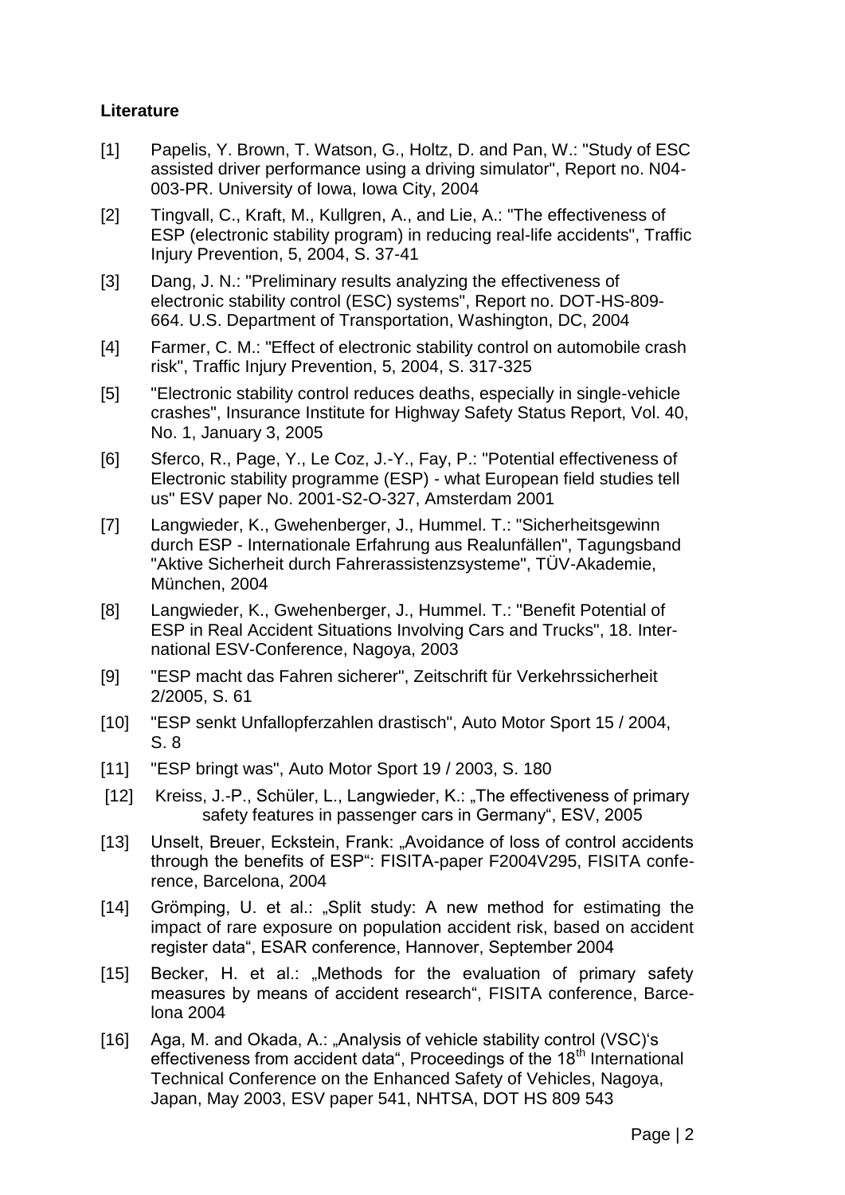**Literature**

[1] Papelis, Y. Brown, T. Watson, G., Holtz, D. and Pan, W.: "Study of ESC assisted driver performance using a driving simulator", Report no. N04-003-PR. University of Iowa, Iowa City, 2004

[2] Tingvall, C., Kraft, M., Kullgren, A., and Lie, A.: "The effectiveness of ESP (electronic stability program) in reducing real-life accidents", Traffic Injury Prevention, 5, 2004, S. 37-41

[3] Dang, J. N.: "Preliminary results analyzing the effectiveness of electronic stability control (ESC) systems", Report no. DOT-HS-809-664. U.S. Department of Transportation, Washington, DC, 2004

[4] Farmer, C. M.: "Effect of electronic stability control on automobile crash risk", Traffic Injury Prevention, 5, 2004, S. 317-325

[5] "Electronic stability control reduces deaths, especially in single-vehicle crashes", Insurance Institute for Highway Safety Status Report, Vol. 40, No. 1, January 3, 2005

[6] Sferco, R., Page, Y., Le Coz, J.-Y., Fay, P.: "Potential effectiveness of Electronic stability programme (ESP) - what European field studies tell us" ESV paper No. 2001-S2-O-327, Amsterdam 2001

[7] Langwieder, K., Gwehenberger, J., Hummel. T.: "Sicherheitsgewinn durch ESP - Internationale Erfahrung aus Realunfällen", Tagungsband "Aktive Sicherheit durch Fahrerassistenzsysteme", TÜV-Akademie, München, 2004

[8] Langwieder, K., Gwehenberger, J., Hummel. T.: "Benefit Potential of ESP in Real Accident Situations Involving Cars and Trucks", 18. International ESV-Conference, Nagoya, 2003

[9] "ESP macht das Fahren sicherer", Zeitschrift für Verkehrssicherheit 2/2005, S. 61

[10] "ESP senkt Unfallopferzahlen drastisch", Auto Motor Sport 15 / 2004, S. 8

[11] "ESP bringt was", Auto Motor Sport 19 / 2003, S. 180

[12] Kreiss, J.-P., Schüler, L., Langwieder, K.: „The effectiveness of primary safety features in passenger cars in Germany“, ESV, 2005

[13] Unselt, Breuer, Eckstein, Frank: „Avoidance of loss of control accidents through the benefits of ESP“: FISITA-paper F2004V295, FISITA conference, Barcelona, 2004

[14] Grömping, U. et al.: „Split study: A new method for estimating the impact of rare exposure on population accident risk, based on accident register data“, ESAR conference, Hannover, September 2004

[15] Becker, H. et al.: „Methods for the evaluation of primary safety measures by means of accident research“, FISITA conference, Barcelona 2004

[16] Aga, M. and Okada, A.: „Analysis of vehicle stability control (VSC)‘s effectiveness from accident data“, Proceedings of the 18th International Technical Conference on the Enhanced Safety of Vehicles, Nagoya, Japan, May 2003, ESV paper 541, NHTSA, DOT HS 809 543